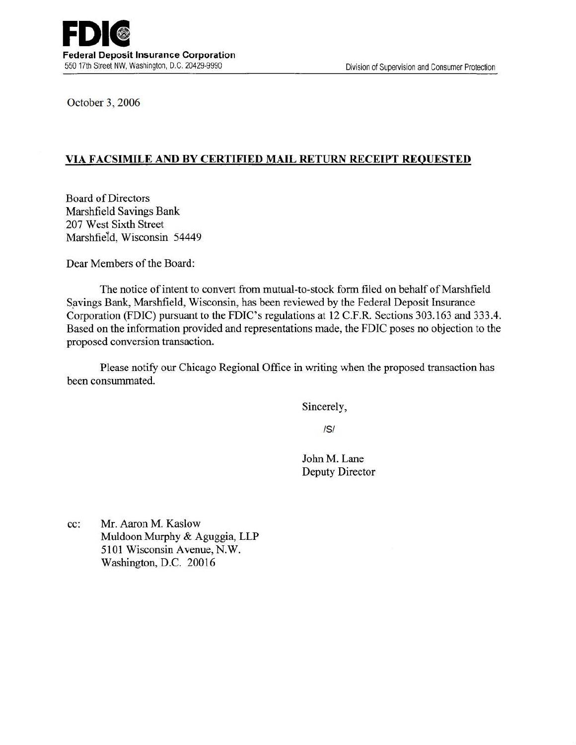**FDIC**
**Federal Deposit Insurance Corporation**
550 17th Street NW, Washington, D.C. 20429-9990

Division of Supervision and Consumer Protection

October 3, 2006

**VIA FACSIMILE AND BY CERTIFIED MAIL RETURN RECEIPT REQUESTED**

Board of Directors
Marshfield Savings Bank
207 West Sixth Street
Marshfield, Wisconsin 54449

Dear Members of the Board:

The notice of intent to convert from mutual-to-stock form filed on behalf of Marshfield Savings Bank, Marshfield, Wisconsin, has been reviewed by the Federal Deposit Insurance Corporation (FDIC) pursuant to the FDIC's regulations at 12 C.F.R. Sections 303.163 and 333.4. Based on the information provided and representations made, the FDIC poses no objection to the proposed conversion transaction.

Please notify our Chicago Regional Office in writing when the proposed transaction has been consummated.

Sincerely,

/S/

John M. Lane
Deputy Director

cc: Mr. Aaron M. Kaslow
Muldoon Murphy & Aguggia, LLP
5101 Wisconsin Avenue, N.W.
Washington, D.C. 20016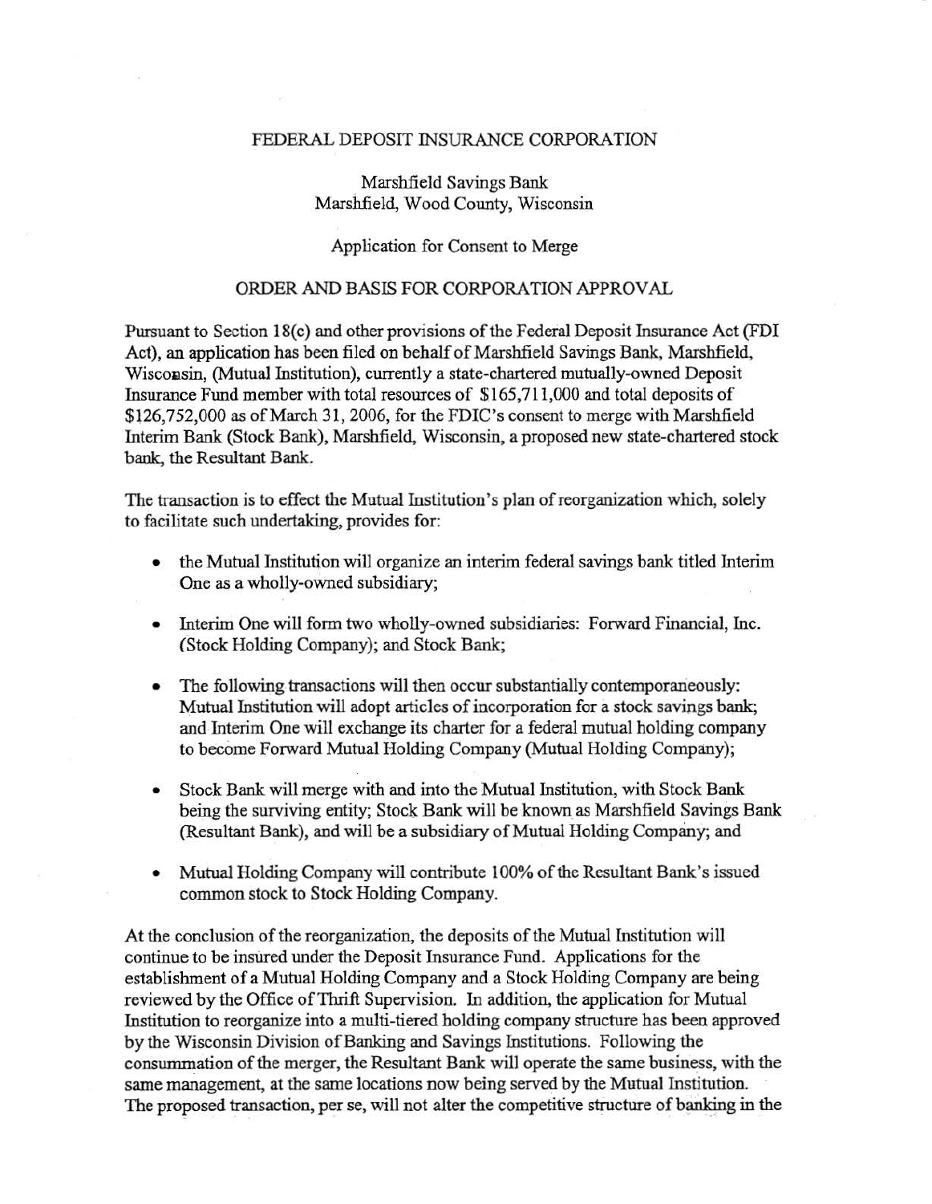FEDERAL DEPOSIT INSURANCE CORPORATION

Marshfield Savings Bank
Marshfield, Wood County, Wisconsin

Application for Consent to Merge

ORDER AND BASIS FOR CORPORATION APPROVAL

Pursuant to Section 18(c) and other provisions of the Federal Deposit Insurance Act (FDI Act), an application has been filed on behalf of Marshfield Savings Bank, Marshfield, Wisconsin, (Mutual Institution), currently a state-chartered mutually-owned Deposit Insurance Fund member with total resources of $165,711,000 and total deposits of $126,752,000 as of March 31, 2006, for the FDIC's consent to merge with Marshfield Interim Bank (Stock Bank), Marshfield, Wisconsin, a proposed new state-chartered stock bank, the Resultant Bank.

The transaction is to effect the Mutual Institution's plan of reorganization which, solely to facilitate such undertaking, provides for:

- the Mutual Institution will organize an interim federal savings bank titled Interim One as a wholly-owned subsidiary;
- Interim One will form two wholly-owned subsidiaries: Forward Financial, Inc. (Stock Holding Company); and Stock Bank;
- The following transactions will then occur substantially contemporaneously: Mutual Institution will adopt articles of incorporation for a stock savings bank; and Interim One will exchange its charter for a federal mutual holding company to become Forward Mutual Holding Company (Mutual Holding Company);
- Stock Bank will merge with and into the Mutual Institution, with Stock Bank being the surviving entity; Stock Bank will be known as Marshfield Savings Bank (Resultant Bank), and will be a subsidiary of Mutual Holding Company; and
- Mutual Holding Company will contribute 100% of the Resultant Bank's issued common stock to Stock Holding Company.

At the conclusion of the reorganization, the deposits of the Mutual Institution will continue to be insured under the Deposit Insurance Fund. Applications for the establishment of a Mutual Holding Company and a Stock Holding Company are being reviewed by the Office of Thrift Supervision. In addition, the application for Mutual Institution to reorganize into a multi-tiered holding company structure has been approved by the Wisconsin Division of Banking and Savings Institutions. Following the consummation of the merger, the Resultant Bank will operate the same business, with the same management, at the same locations now being served by the Mutual Institution. The proposed transaction, per se, will not alter the competitive structure of banking in the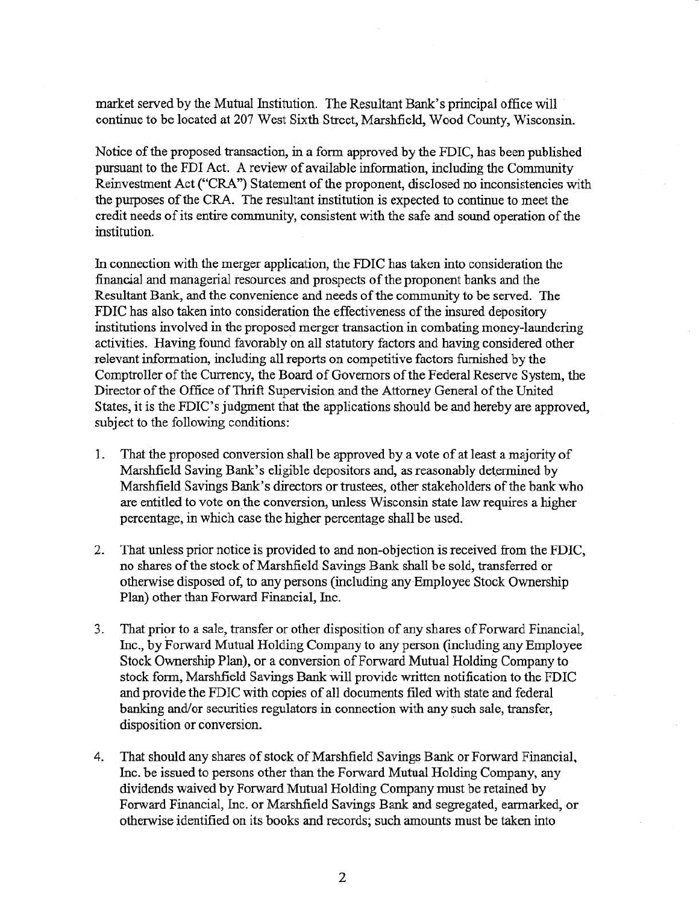market served by the Mutual Institution. The Resultant Bank's principal office will continue to be located at 207 West Sixth Street, Marshfield, Wood County, Wisconsin.

Notice of the proposed transaction, in a form approved by the FDIC, has been published pursuant to the FDI Act. A review of available information, including the Community Reinvestment Act ("CRA") Statement of the proponent, disclosed no inconsistencies with the purposes of the CRA. The resultant institution is expected to continue to meet the credit needs of its entire community, consistent with the safe and sound operation of the institution.

In connection with the merger application, the FDIC has taken into consideration the financial and managerial resources and prospects of the proponent banks and the Resultant Bank, and the convenience and needs of the community to be served. The FDIC has also taken into consideration the effectiveness of the insured depository institutions involved in the proposed merger transaction in combating money-laundering activities. Having found favorably on all statutory factors and having considered other relevant information, including all reports on competitive factors furnished by the Comptroller of the Currency, the Board of Governors of the Federal Reserve System, the Director of the Office of Thrift Supervision and the Attorney General of the United States, it is the FDIC's judgment that the applications should be and hereby are approved, subject to the following conditions:

1. That the proposed conversion shall be approved by a vote of at least a majority of Marshfield Saving Bank's eligible depositors and, as reasonably determined by Marshfield Savings Bank's directors or trustees, other stakeholders of the bank who are entitled to vote on the conversion, unless Wisconsin state law requires a higher percentage, in which case the higher percentage shall be used.

2. That unless prior notice is provided to and non-objection is received from the FDIC, no shares of the stock of Marshfield Savings Bank shall be sold, transferred or otherwise disposed of, to any persons (including any Employee Stock Ownership Plan) other than Forward Financial, Inc.

3. That prior to a sale, transfer or other disposition of any shares of Forward Financial, Inc., by Forward Mutual Holding Company to any person (including any Employee Stock Ownership Plan), or a conversion of Forward Mutual Holding Company to stock form, Marshfield Savings Bank will provide written notification to the FDIC and provide the FDIC with copies of all documents filed with state and federal banking and/or securities regulators in connection with any such sale, transfer, disposition or conversion.

4. That should any shares of stock of Marshfield Savings Bank or Forward Financial, Inc. be issued to persons other than the Forward Mutual Holding Company, any dividends waived by Forward Mutual Holding Company must be retained by Forward Financial, Inc. or Marshfield Savings Bank and segregated, earmarked, or otherwise identified on its books and records; such amounts must be taken into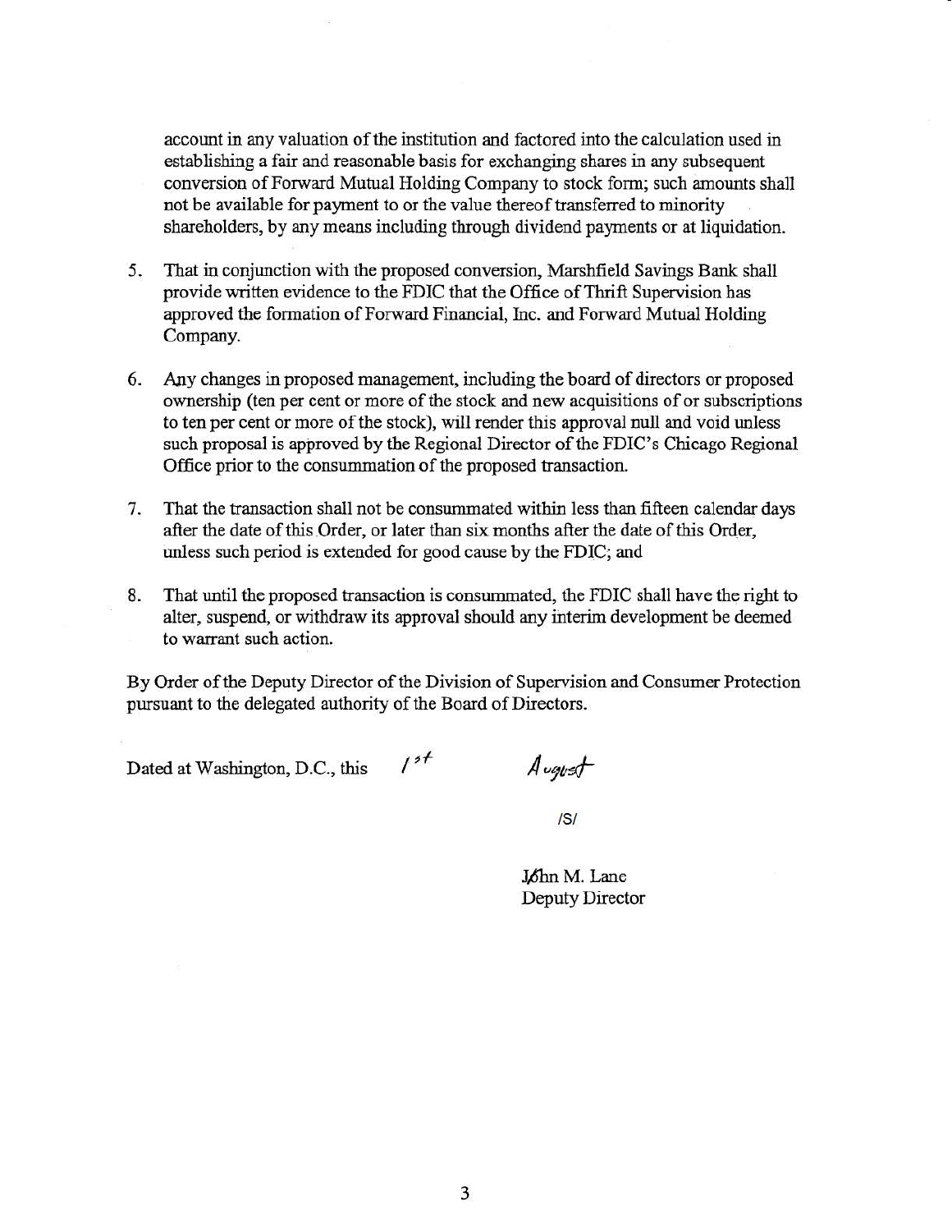account in any valuation of the institution and factored into the calculation used in establishing a fair and reasonable basis for exchanging shares in any subsequent conversion of Forward Mutual Holding Company to stock form; such amounts shall not be available for payment to or the value thereof transferred to minority shareholders, by any means including through dividend payments or at liquidation.

5. That in conjunction with the proposed conversion, Marshfield Savings Bank shall provide written evidence to the FDIC that the Office of Thrift Supervision has approved the formation of Forward Financial, Inc. and Forward Mutual Holding Company.

6. Any changes in proposed management, including the board of directors or proposed ownership (ten per cent or more of the stock and new acquisitions of or subscriptions to ten per cent or more of the stock), will render this approval null and void unless such proposal is approved by the Regional Director of the FDIC's Chicago Regional Office prior to the consummation of the proposed transaction.

7. That the transaction shall not be consummated within less than fifteen calendar days after the date of this Order, or later than six months after the date of this Order, unless such period is extended for good cause by the FDIC; and

8. That until the proposed transaction is consummated, the FDIC shall have the right to alter, suspend, or withdraw its approval should any interim development be deemed to warrant such action.

By Order of the Deputy Director of the Division of Supervision and Consumer Protection pursuant to the delegated authority of the Board of Directors.

Dated at Washington, D.C., this 1st August

/S/

John M. Lane
Deputy Director